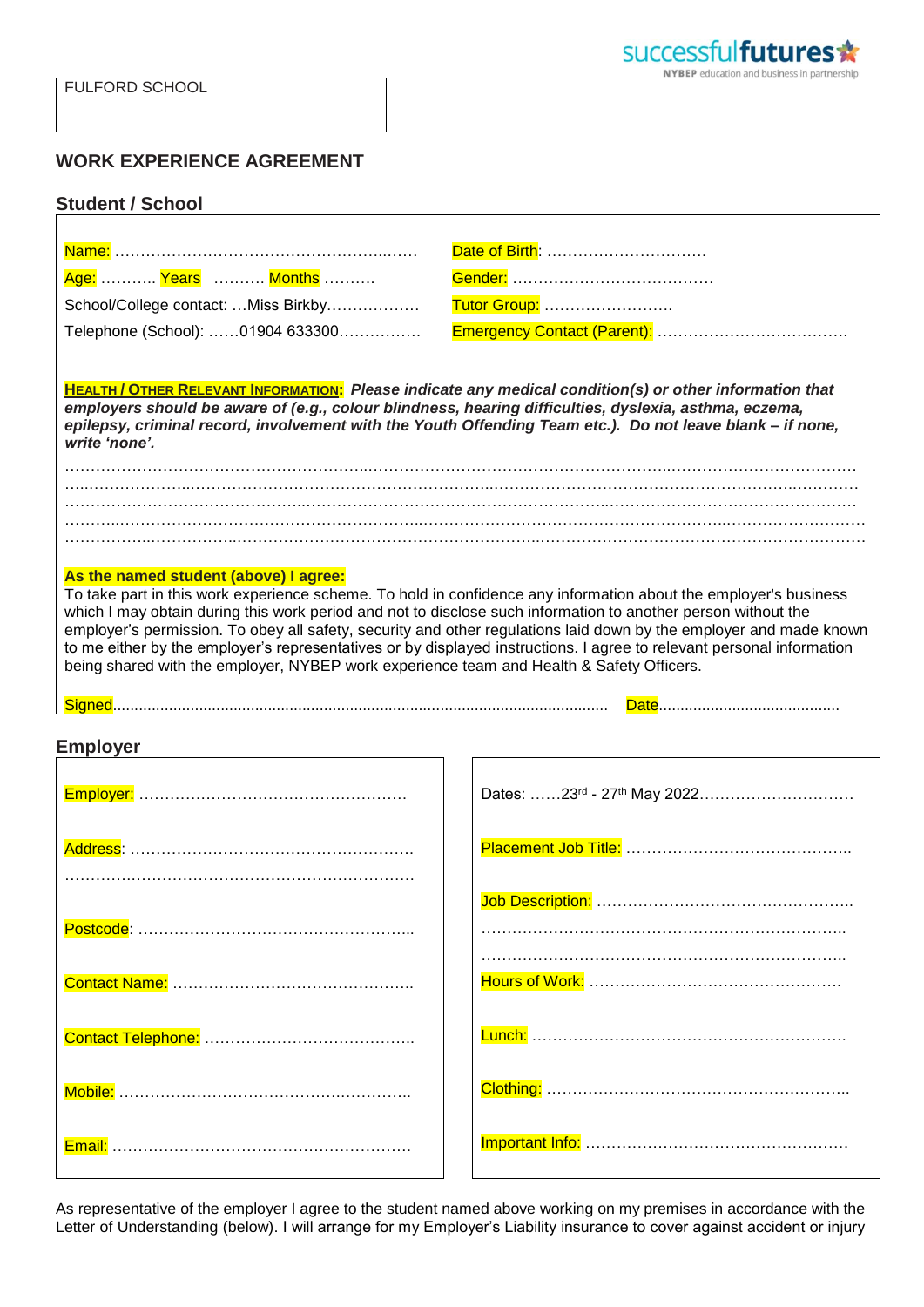successfulfutures
NYBEP education and business in partnership

FULFORD SCHOOL

## WORK EXPERIENCE AGREEMENT

### Student / School

Name: …………………………………………………..……

Date of Birth: …………………………

Age: ……….. Years ………. Months ……….

Gender: …………………………………

School/College contact: …Miss Birkby………………

Tutor Group: ……………………

Telephone (School): ……01904 633300…………….

Emergency Contact (Parent): ………………………………

**HEALTH / OTHER RELEVANT INFORMATION:** ***Please indicate any medical condition(s) or other information that employers should be aware of (e.g., colour blindness, hearing difficulties, dyslexia, asthma, eczema, epilepsy, criminal record, involvement with the Youth Offending Team etc.). Do not leave blank – if none, write 'none'.***

……………………………………………………………………………………………………………………………………
……………………………………………………………………………………………………………………………………
……………………………………………………………………………………………………………………………………
……………………………………………………………………………………………………………………………………
……………………………………………………………………………………………………………………………………

**As the named student (above) I agree:**
To take part in this work experience scheme. To hold in confidence any information about the employer's business which I may obtain during this work period and not to disclose such information to another person without the employer's permission. To obey all safety, security and other regulations laid down by the employer and made known to me either by the employer's representatives or by displayed instructions. I agree to relevant personal information being shared with the employer, NYBEP work experience team and Health & Safety Officers.

Signed……………………………………………………………………………………… Date………………………………

### Employer

Employer: ……………………………………………

Address: ………………………………………………
…………………………………………………………

Postcode: ……………………………………………..

Contact Name: ………………………………………..

Contact Telephone: …………………………………..

Mobile: ………………………………………………..

Email: …………………………………………………

Dates: ……23rd - 27th May 2022…………………………

Placement Job Title: ……………………………………..

Job Description: …………………………………………..
…………………………………………………………………
…………………………………………………………………

Hours of Work: …………………………………………

Lunch: ……………………………………………………

Clothing: …………………………………………………..

Important Info: ……………………………………………

As representative of the employer I agree to the student named above working on my premises in accordance with the Letter of Understanding (below). I will arrange for my Employer's Liability insurance to cover against accident or injury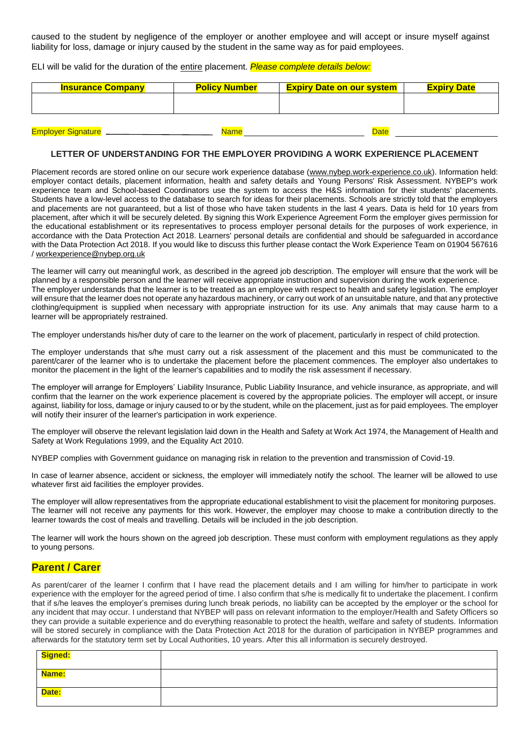caused to the student by negligence of the employer or another employee and will accept or insure myself against liability for loss, damage or injury caused by the student in the same way as for paid employees.

ELI will be valid for the duration of the entire placement. *Please complete details below:*

| **Insurance Company** | **Policy Number** | **Expiry Date on our system** | **Expiry Date** |
|---|---|---|---|
| | | | |

Employer Signature ____________________ Name ________________________ Date ____________________

**LETTER OF UNDERSTANDING FOR THE EMPLOYER PROVIDING A WORK EXPERIENCE PLACEMENT**

Placement records are stored online on our secure work experience database (www.nybep.work-experience.co.uk). Information held: employer contact details, placement information, health and safety details and Young Persons' Risk Assessment. NYBEP's work experience team and School-based Coordinators use the system to access the H&S information for their students' placements. Students have a low-level access to the database to search for ideas for their placements. Schools are strictly told that the employers and placements are not guaranteed, but a list of those who have taken students in the last 4 years. Data is held for 10 years from placement, after which it will be securely deleted. By signing this Work Experience Agreement Form the employer gives permission for the educational establishment or its representatives to process employer personal details for the purposes of work experience, in accordance with the Data Protection Act 2018. Learners' personal details are confidential and should be safeguarded in accordance with the Data Protection Act 2018. If you would like to discuss this further please contact the Work Experience Team on 01904 567616 / workexperience@nybep.org.uk

The learner will carry out meaningful work, as described in the agreed job description. The employer will ensure that the work will be planned by a responsible person and the learner will receive appropriate instruction and supervision during the work experience.
The employer understands that the learner is to be treated as an employee with respect to health and safety legislation. The employer will ensure that the learner does not operate any hazardous machinery, or carry out work of an unsuitable nature, and that any protective clothing/equipment is supplied when necessary with appropriate instruction for its use. Any animals that may cause harm to a learner will be appropriately restrained.

The employer understands his/her duty of care to the learner on the work of placement, particularly in respect of child protection.

The employer understands that s/he must carry out a risk assessment of the placement and this must be communicated to the parent/carer of the learner who is to undertake the placement before the placement commences. The employer also undertakes to monitor the placement in the light of the learner's capabilities and to modify the risk assessment if necessary.

The employer will arrange for Employers' Liability Insurance, Public Liability Insurance, and vehicle insurance, as appropriate, and will confirm that the learner on the work experience placement is covered by the appropriate policies. The employer will accept, or insure against, liability for loss, damage or injury caused to or by the student, while on the placement, just as for paid employees. The employer will notify their insurer of the learner's participation in work experience.

The employer will observe the relevant legislation laid down in the Health and Safety at Work Act 1974, the Management of Health and Safety at Work Regulations 1999, and the Equality Act 2010.

NYBEP complies with Government guidance on managing risk in relation to the prevention and transmission of Covid-19.

In case of learner absence, accident or sickness, the employer will immediately notify the school. The learner will be allowed to use whatever first aid facilities the employer provides.

The employer will allow representatives from the appropriate educational establishment to visit the placement for monitoring purposes. The learner will not receive any payments for this work. However, the employer may choose to make a contribution directly to the learner towards the cost of meals and travelling. Details will be included in the job description.

The learner will work the hours shown on the agreed job description. These must conform with employment regulations as they apply to young persons.

## Parent / Carer

As parent/carer of the learner I confirm that I have read the placement details and I am willing for him/her to participate in work experience with the employer for the agreed period of time. I also confirm that s/he is medically fit to undertake the placement. I confirm that if s/he leaves the employer's premises during lunch break periods, no liability can be accepted by the employer or the school for any incident that may occur. I understand that NYBEP will pass on relevant information to the employer/Health and Safety Officers so they can provide a suitable experience and do everything reasonable to protect the health, welfare and safety of students. Information will be stored securely in compliance with the Data Protection Act 2018 for the duration of participation in NYBEP programmes and afterwards for the statutory term set by Local Authorities, 10 years. After this all information is securely destroyed.

| | |
|---|---|
| **Signed:** | |
| **Name:** | |
| **Date:** | |